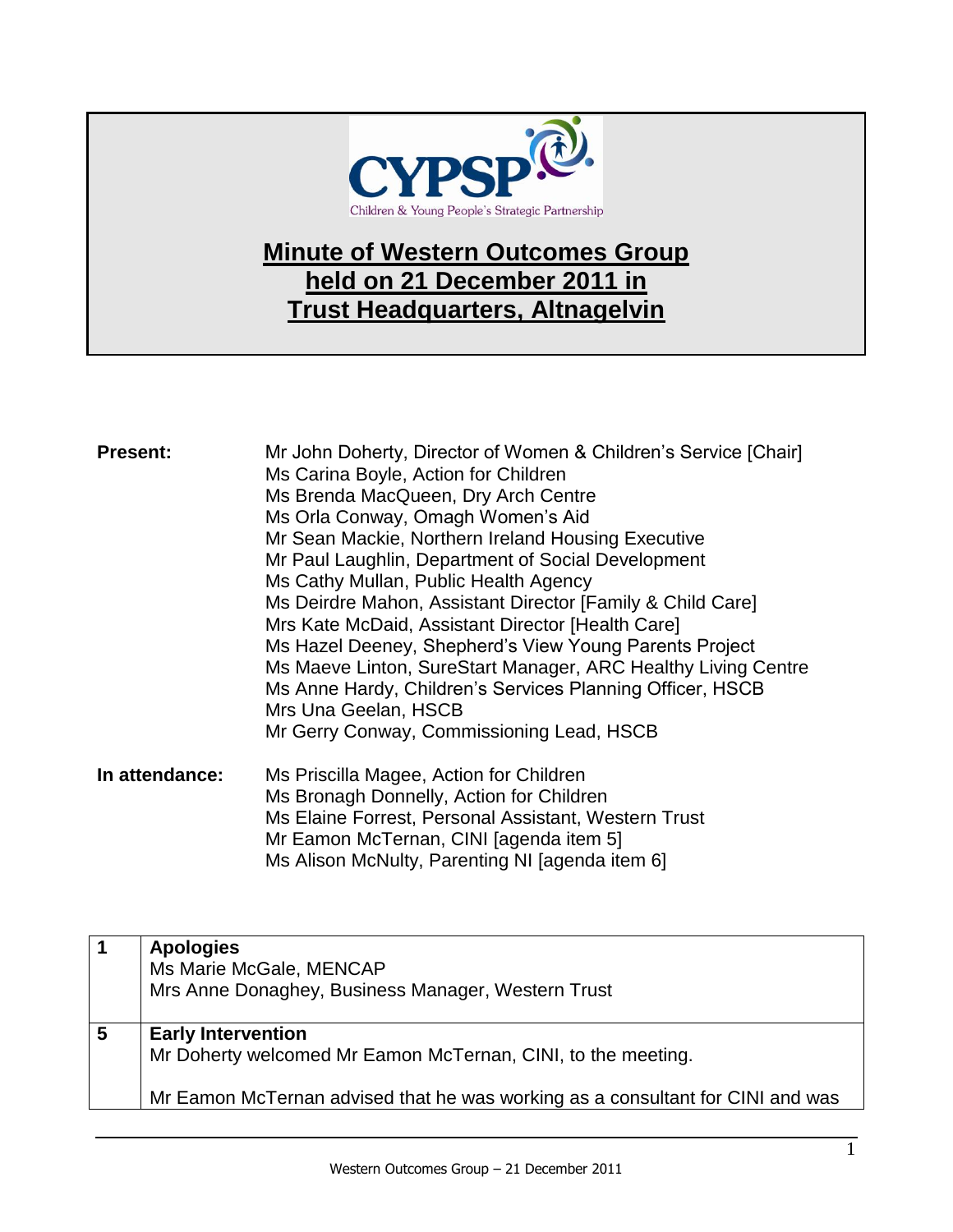CYPSP

Children & Young People's Strategic Partnership

# Minute of Western Outcomes Group held on 21 December 2011 in Trust Headquarters, Altnagelvin

**Present:**

Mr John Doherty, Director of Women & Children's Service [Chair]
Ms Carina Boyle, Action for Children
Ms Brenda MacQueen, Dry Arch Centre
Ms Orla Conway, Omagh Women's Aid
Mr Sean Mackie, Northern Ireland Housing Executive
Mr Paul Laughlin, Department of Social Development
Ms Cathy Mullan, Public Health Agency
Ms Deirdre Mahon, Assistant Director [Family & Child Care]
Mrs Kate McDaid, Assistant Director [Health Care]
Ms Hazel Deeney, Shepherd's View Young Parents Project
Ms Maeve Linton, SureStart Manager, ARC Healthy Living Centre
Ms Anne Hardy, Children's Services Planning Officer, HSCB
Mrs Una Geelan, HSCB
Mr Gerry Conway, Commissioning Lead, HSCB

**In attendance:**

Ms Priscilla Magee, Action for Children
Ms Bronagh Donnelly, Action for Children
Ms Elaine Forrest, Personal Assistant, Western Trust
Mr Eamon McTernan, CINI [agenda item 5]
Ms Alison McNulty, Parenting NI [agenda item 6]

| | |
|---|---|
| **1** | **Apologies**<br>Ms Marie McGale, MENCAP<br>Mrs Anne Donaghey, Business Manager, Western Trust |
| **5** | **Early Intervention**<br>Mr Doherty welcomed Mr Eamon McTernan, CINI, to the meeting.<br><br>Mr Eamon McTernan advised that he was working as a consultant for CINI and was |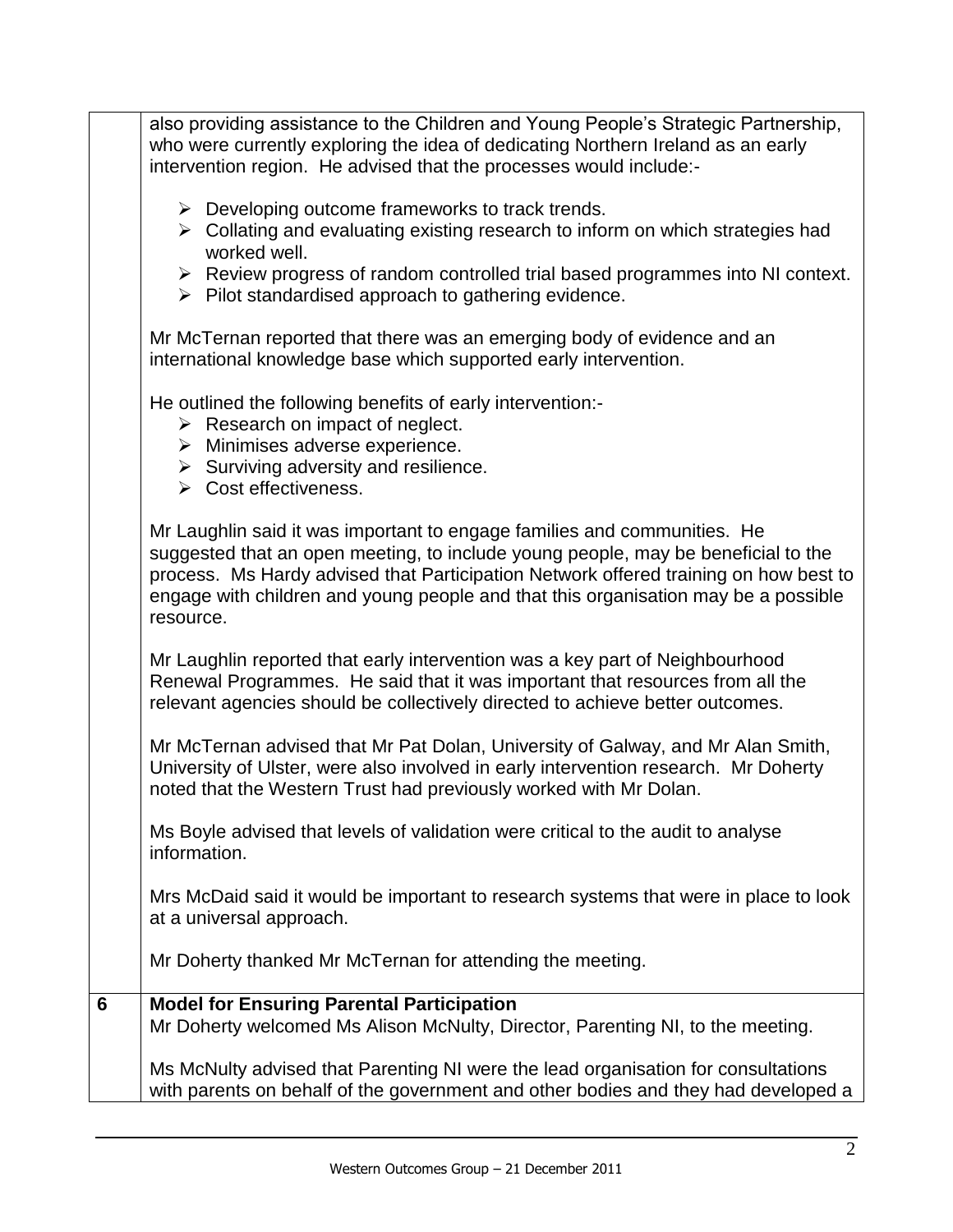also providing assistance to the Children and Young People's Strategic Partnership, who were currently exploring the idea of dedicating Northern Ireland as an early intervention region. He advised that the processes would include:-

- Developing outcome frameworks to track trends.
- Collating and evaluating existing research to inform on which strategies had worked well.
- Review progress of random controlled trial based programmes into NI context.
- Pilot standardised approach to gathering evidence.

Mr McTernan reported that there was an emerging body of evidence and an international knowledge base which supported early intervention.

He outlined the following benefits of early intervention:-

- Research on impact of neglect.
- Minimises adverse experience.
- Surviving adversity and resilience.
- Cost effectiveness.

Mr Laughlin said it was important to engage families and communities. He suggested that an open meeting, to include young people, may be beneficial to the process. Ms Hardy advised that Participation Network offered training on how best to engage with children and young people and that this organisation may be a possible resource.

Mr Laughlin reported that early intervention was a key part of Neighbourhood Renewal Programmes. He said that it was important that resources from all the relevant agencies should be collectively directed to achieve better outcomes.

Mr McTernan advised that Mr Pat Dolan, University of Galway, and Mr Alan Smith, University of Ulster, were also involved in early intervention research. Mr Doherty noted that the Western Trust had previously worked with Mr Dolan.

Ms Boyle advised that levels of validation were critical to the audit to analyse information.

Mrs McDaid said it would be important to research systems that were in place to look at a universal approach.

Mr Doherty thanked Mr McTernan for attending the meeting.

**6 Model for Ensuring Parental Participation**

Mr Doherty welcomed Ms Alison McNulty, Director, Parenting NI, to the meeting.

Ms McNulty advised that Parenting NI were the lead organisation for consultations with parents on behalf of the government and other bodies and they had developed a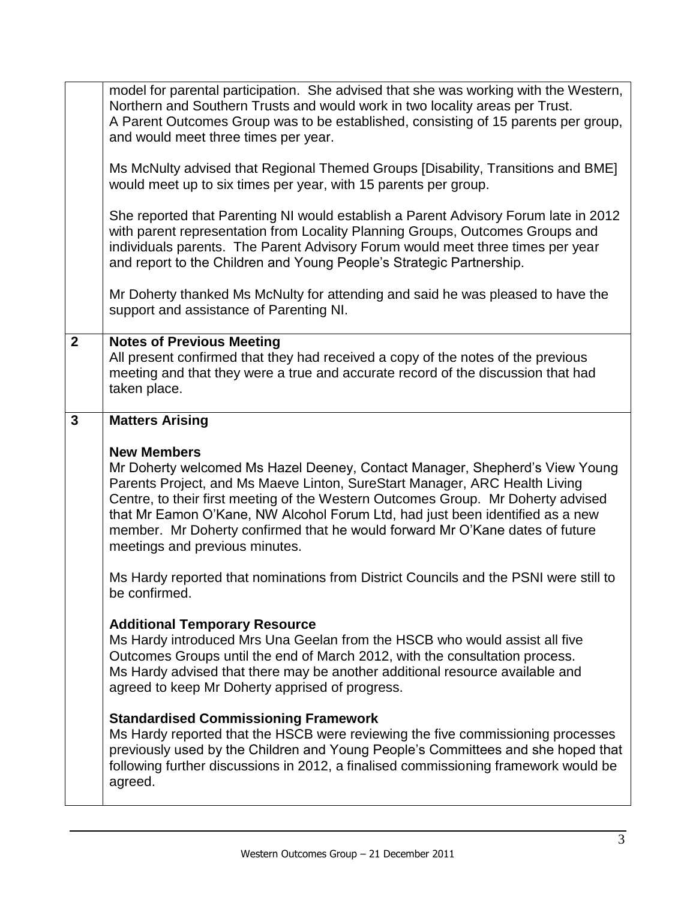| | |
|---|---|
| | model for parental participation. She advised that she was working with the Western, Northern and Southern Trusts and would work in two locality areas per Trust. A Parent Outcomes Group was to be established, consisting of 15 parents per group, and would meet three times per year.<br><br>Ms McNulty advised that Regional Themed Groups [Disability, Transitions and BME] would meet up to six times per year, with 15 parents per group.<br><br>She reported that Parenting NI would establish a Parent Advisory Forum late in 2012 with parent representation from Locality Planning Groups, Outcomes Groups and individuals parents. The Parent Advisory Forum would meet three times per year and report to the Children and Young People's Strategic Partnership.<br><br>Mr Doherty thanked Ms McNulty for attending and said he was pleased to have the support and assistance of Parenting NI. |
| **2** | **Notes of Previous Meeting**<br>All present confirmed that they had received a copy of the notes of the previous meeting and that they were a true and accurate record of the discussion that had taken place. |
| **3** | **Matters Arising**<br><br>**New Members**<br>Mr Doherty welcomed Ms Hazel Deeney, Contact Manager, Shepherd's View Young Parents Project, and Ms Maeve Linton, SureStart Manager, ARC Health Living Centre, to their first meeting of the Western Outcomes Group. Mr Doherty advised that Mr Eamon O'Kane, NW Alcohol Forum Ltd, had just been identified as a new member. Mr Doherty confirmed that he would forward Mr O'Kane dates of future meetings and previous minutes.<br><br>Ms Hardy reported that nominations from District Councils and the PSNI were still to be confirmed.<br><br>**Additional Temporary Resource**<br>Ms Hardy introduced Mrs Una Geelan from the HSCB who would assist all five Outcomes Groups until the end of March 2012, with the consultation process. Ms Hardy advised that there may be another additional resource available and agreed to keep Mr Doherty apprised of progress.<br><br>**Standardised Commissioning Framework**<br>Ms Hardy reported that the HSCB were reviewing the five commissioning processes previously used by the Children and Young People's Committees and she hoped that following further discussions in 2012, a finalised commissioning framework would be agreed. |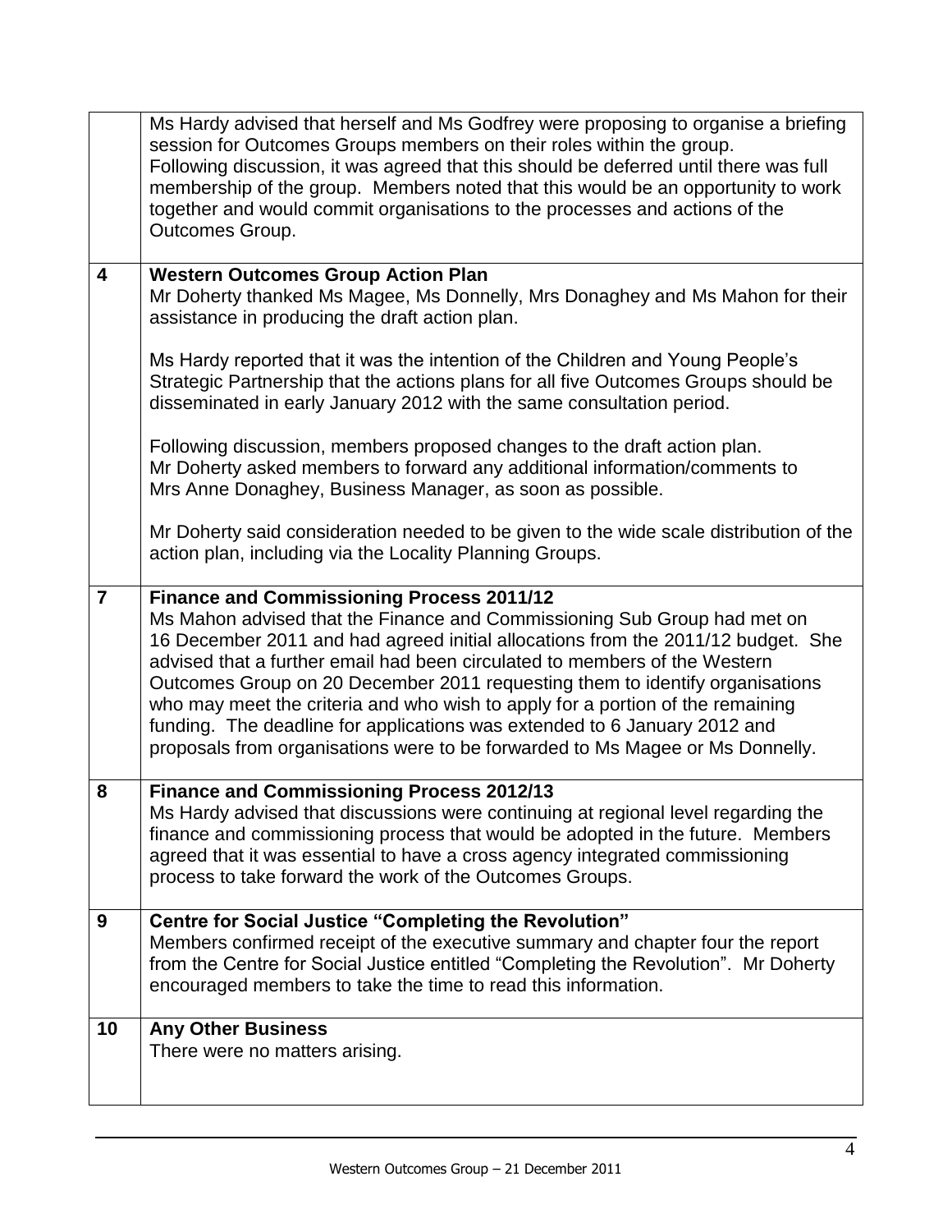| | |
|---|---|
| | Ms Hardy advised that herself and Ms Godfrey were proposing to organise a briefing session for Outcomes Groups members on their roles within the group.<br>Following discussion, it was agreed that this should be deferred until there was full membership of the group. Members noted that this would be an opportunity to work together and would commit organisations to the processes and actions of the Outcomes Group. |
| **4** | **Western Outcomes Group Action Plan**<br>Mr Doherty thanked Ms Magee, Ms Donnelly, Mrs Donaghey and Ms Mahon for their assistance in producing the draft action plan.<br><br>Ms Hardy reported that it was the intention of the Children and Young People's Strategic Partnership that the actions plans for all five Outcomes Groups should be disseminated in early January 2012 with the same consultation period.<br><br>Following discussion, members proposed changes to the draft action plan.<br>Mr Doherty asked members to forward any additional information/comments to Mrs Anne Donaghey, Business Manager, as soon as possible.<br><br>Mr Doherty said consideration needed to be given to the wide scale distribution of the action plan, including via the Locality Planning Groups. |
| **7** | **Finance and Commissioning Process 2011/12**<br>Ms Mahon advised that the Finance and Commissioning Sub Group had met on 16 December 2011 and had agreed initial allocations from the 2011/12 budget. She advised that a further email had been circulated to members of the Western Outcomes Group on 20 December 2011 requesting them to identify organisations who may meet the criteria and who wish to apply for a portion of the remaining funding. The deadline for applications was extended to 6 January 2012 and proposals from organisations were to be forwarded to Ms Magee or Ms Donnelly. |
| **8** | **Finance and Commissioning Process 2012/13**<br>Ms Hardy advised that discussions were continuing at regional level regarding the finance and commissioning process that would be adopted in the future. Members agreed that it was essential to have a cross agency integrated commissioning process to take forward the work of the Outcomes Groups. |
| **9** | **Centre for Social Justice "Completing the Revolution"**<br>Members confirmed receipt of the executive summary and chapter four the report from the Centre for Social Justice entitled "Completing the Revolution". Mr Doherty encouraged members to take the time to read this information. |
| **10** | **Any Other Business**<br>There were no matters arising. |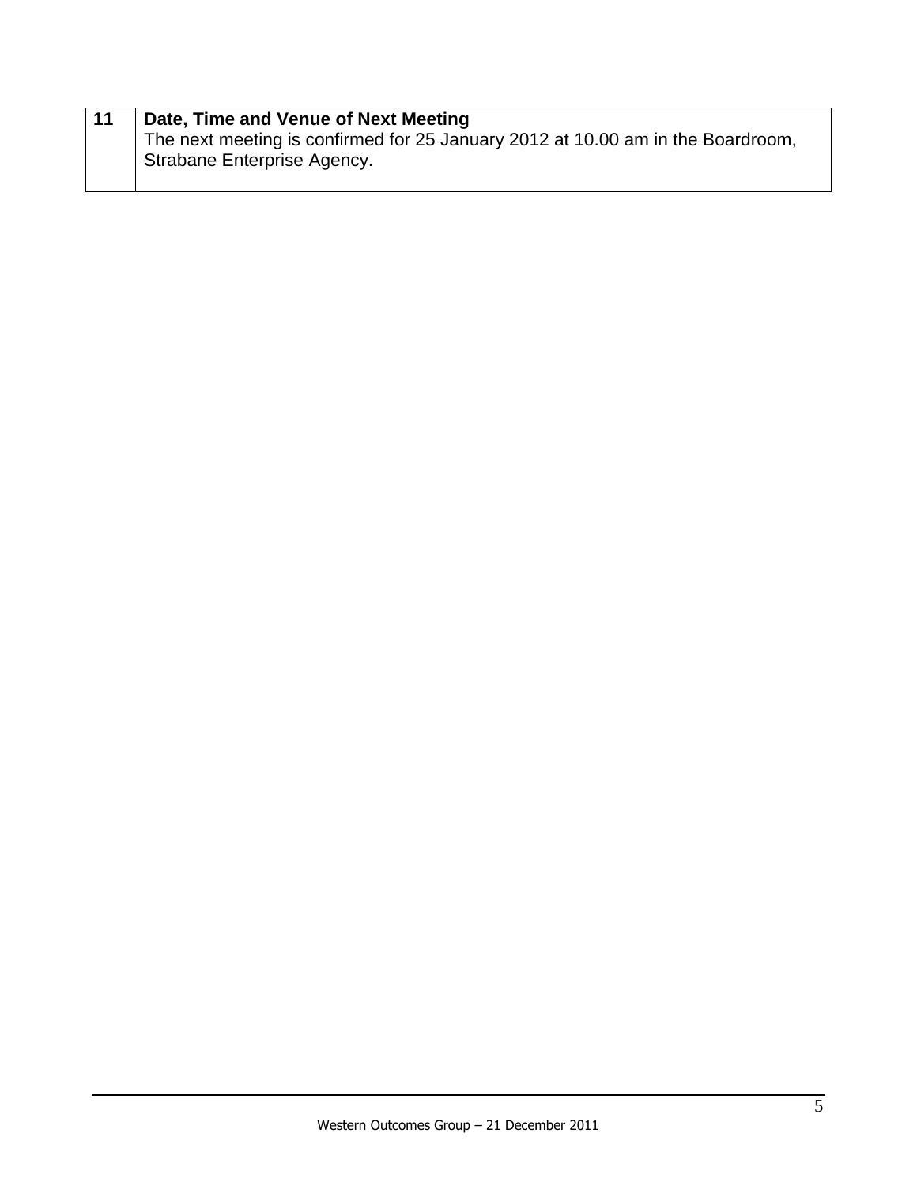| | |
|---|---|
| **11** | **Date, Time and Venue of Next Meeting**<br>The next meeting is confirmed for 25 January 2012 at 10.00 am in the Boardroom, Strabane Enterprise Agency. |